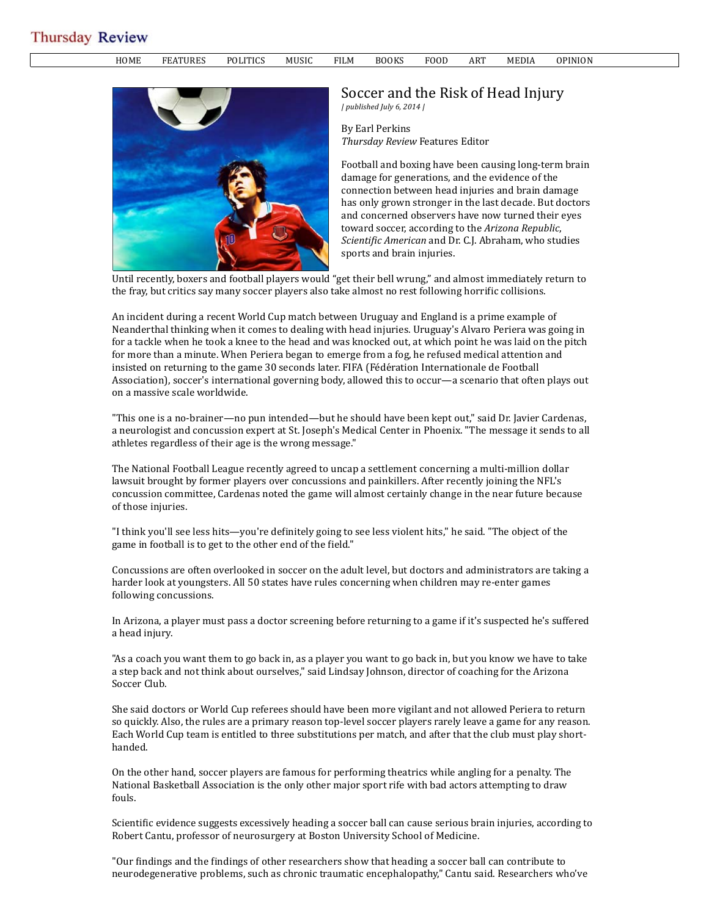Thursday Review

HOME FEATURES POLITICS MUSIC FILM BOOKS FOOD ART MEDIA OPINION

# Soccer and the Risk of Head Injury

*| published July 6, 2014 |*

By Earl Perkins
*Thursday Review* Features Editor

Football and boxing have been causing long-term brain damage for generations, and the evidence of the connection between head injuries and brain damage has only grown stronger in the last decade. But doctors and concerned observers have now turned their eyes toward soccer, according to the *Arizona Republic*, *Scientific American* and Dr. C.J. Abraham, who studies sports and brain injuries.

Until recently, boxers and football players would "get their bell wrung," and almost immediately return to the fray, but critics say many soccer players also take almost no rest following horrific collisions.

An incident during a recent World Cup match between Uruguay and England is a prime example of Neanderthal thinking when it comes to dealing with head injuries. Uruguay's Alvaro Periera was going in for a tackle when he took a knee to the head and was knocked out, at which point he was laid on the pitch for more than a minute. When Periera began to emerge from a fog, he refused medical attention and insisted on returning to the game 30 seconds later. FIFA (Fédération Internationale de Football Association), soccer's international governing body, allowed this to occur—a scenario that often plays out on a massive scale worldwide.

"This one is a no-brainer—no pun intended—but he should have been kept out," said Dr. Javier Cardenas, a neurologist and concussion expert at St. Joseph's Medical Center in Phoenix. "The message it sends to all athletes regardless of their age is the wrong message."

The National Football League recently agreed to uncap a settlement concerning a multi-million dollar lawsuit brought by former players over concussions and painkillers. After recently joining the NFL's concussion committee, Cardenas noted the game will almost certainly change in the near future because of those injuries.

"I think you'll see less hits—you're definitely going to see less violent hits," he said. "The object of the game in football is to get to the other end of the field."

Concussions are often overlooked in soccer on the adult level, but doctors and administrators are taking a harder look at youngsters. All 50 states have rules concerning when children may re-enter games following concussions.

In Arizona, a player must pass a doctor screening before returning to a game if it's suspected he's suffered a head injury.

"As a coach you want them to go back in, as a player you want to go back in, but you know we have to take a step back and not think about ourselves," said Lindsay Johnson, director of coaching for the Arizona Soccer Club.

She said doctors or World Cup referees should have been more vigilant and not allowed Periera to return so quickly. Also, the rules are a primary reason top-level soccer players rarely leave a game for any reason. Each World Cup team is entitled to three substitutions per match, and after that the club must play short-handed.

On the other hand, soccer players are famous for performing theatrics while angling for a penalty. The National Basketball Association is the only other major sport rife with bad actors attempting to draw fouls.

Scientific evidence suggests excessively heading a soccer ball can cause serious brain injuries, according to Robert Cantu, professor of neurosurgery at Boston University School of Medicine.

"Our findings and the findings of other researchers show that heading a soccer ball can contribute to neurodegenerative problems, such as chronic traumatic encephalopathy," Cantu said. Researchers who've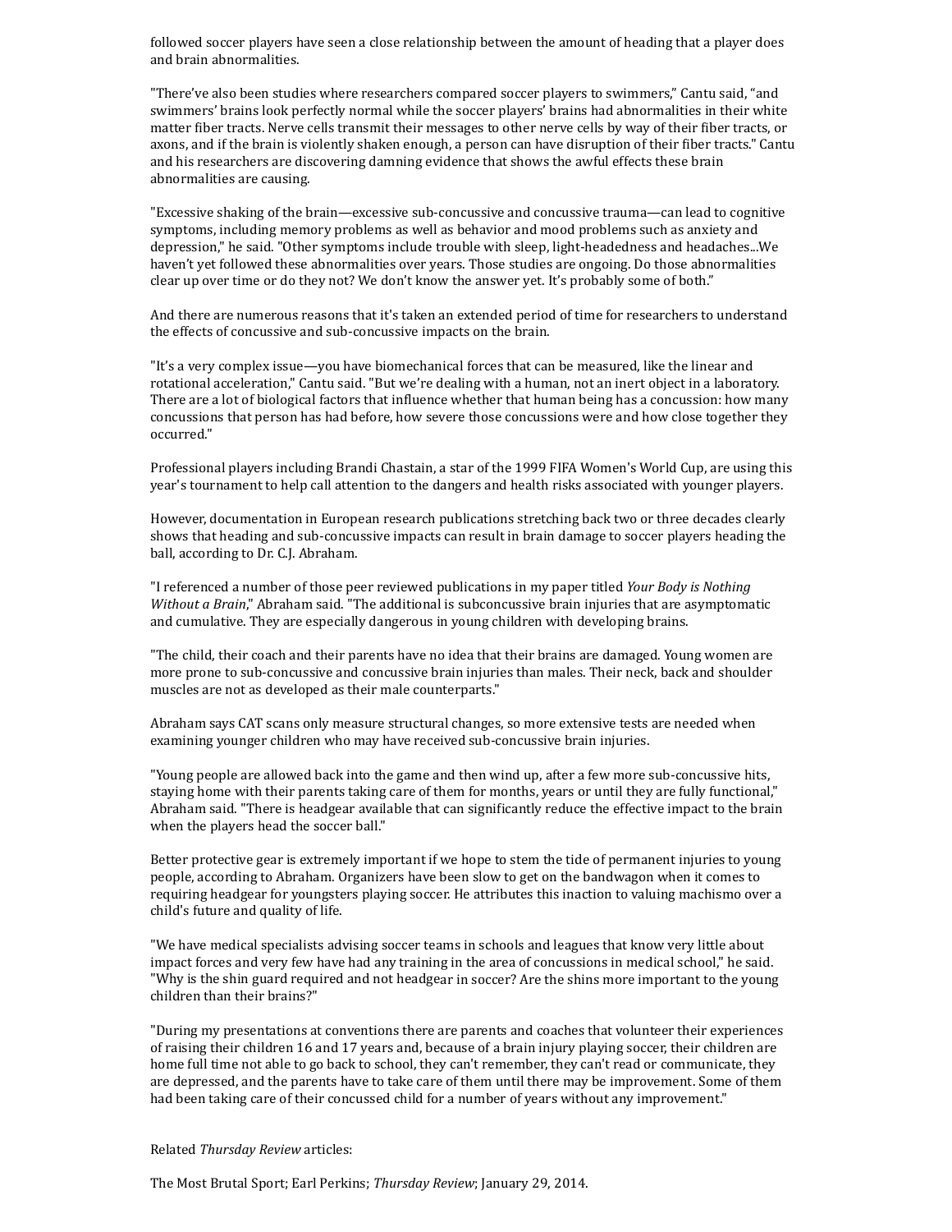followed soccer players have seen a close relationship between the amount of heading that a player does and brain abnormalities.

"There've also been studies where researchers compared soccer players to swimmers," Cantu said, "and swimmers' brains look perfectly normal while the soccer players' brains had abnormalities in their white matter fiber tracts. Nerve cells transmit their messages to other nerve cells by way of their fiber tracts, or axons, and if the brain is violently shaken enough, a person can have disruption of their fiber tracts." Cantu and his researchers are discovering damning evidence that shows the awful effects these brain abnormalities are causing.

"Excessive shaking of the brain—excessive sub-concussive and concussive trauma—can lead to cognitive symptoms, including memory problems as well as behavior and mood problems such as anxiety and depression," he said. "Other symptoms include trouble with sleep, light-headedness and headaches...We haven't yet followed these abnormalities over years. Those studies are ongoing. Do those abnormalities clear up over time or do they not? We don't know the answer yet. It's probably some of both."

And there are numerous reasons that it's taken an extended period of time for researchers to understand the effects of concussive and sub-concussive impacts on the brain.

"It's a very complex issue—you have biomechanical forces that can be measured, like the linear and rotational acceleration," Cantu said. "But we're dealing with a human, not an inert object in a laboratory. There are a lot of biological factors that influence whether that human being has a concussion: how many concussions that person has had before, how severe those concussions were and how close together they occurred."

Professional players including Brandi Chastain, a star of the 1999 FIFA Women's World Cup, are using this year's tournament to help call attention to the dangers and health risks associated with younger players.

However, documentation in European research publications stretching back two or three decades clearly shows that heading and sub-concussive impacts can result in brain damage to soccer players heading the ball, according to Dr. C.J. Abraham.

"I referenced a number of those peer reviewed publications in my paper titled *Your Body is Nothing Without a Brain*," Abraham said. "The additional is subconcussive brain injuries that are asymptomatic and cumulative. They are especially dangerous in young children with developing brains.

"The child, their coach and their parents have no idea that their brains are damaged. Young women are more prone to sub-concussive and concussive brain injuries than males. Their neck, back and shoulder muscles are not as developed as their male counterparts."

Abraham says CAT scans only measure structural changes, so more extensive tests are needed when examining younger children who may have received sub-concussive brain injuries.

"Young people are allowed back into the game and then wind up, after a few more sub-concussive hits, staying home with their parents taking care of them for months, years or until they are fully functional," Abraham said. "There is headgear available that can significantly reduce the effective impact to the brain when the players head the soccer ball."

Better protective gear is extremely important if we hope to stem the tide of permanent injuries to young people, according to Abraham. Organizers have been slow to get on the bandwagon when it comes to requiring headgear for youngsters playing soccer. He attributes this inaction to valuing machismo over a child's future and quality of life.

"We have medical specialists advising soccer teams in schools and leagues that know very little about impact forces and very few have had any training in the area of concussions in medical school," he said. "Why is the shin guard required and not headgear in soccer? Are the shins more important to the young children than their brains?"

"During my presentations at conventions there are parents and coaches that volunteer their experiences of raising their children 16 and 17 years and, because of a brain injury playing soccer, their children are home full time not able to go back to school, they can't remember, they can't read or communicate, they are depressed, and the parents have to take care of them until there may be improvement. Some of them had been taking care of their concussed child for a number of years without any improvement."

Related *Thursday Review* articles:

The Most Brutal Sport; Earl Perkins; *Thursday Review*; January 29, 2014.